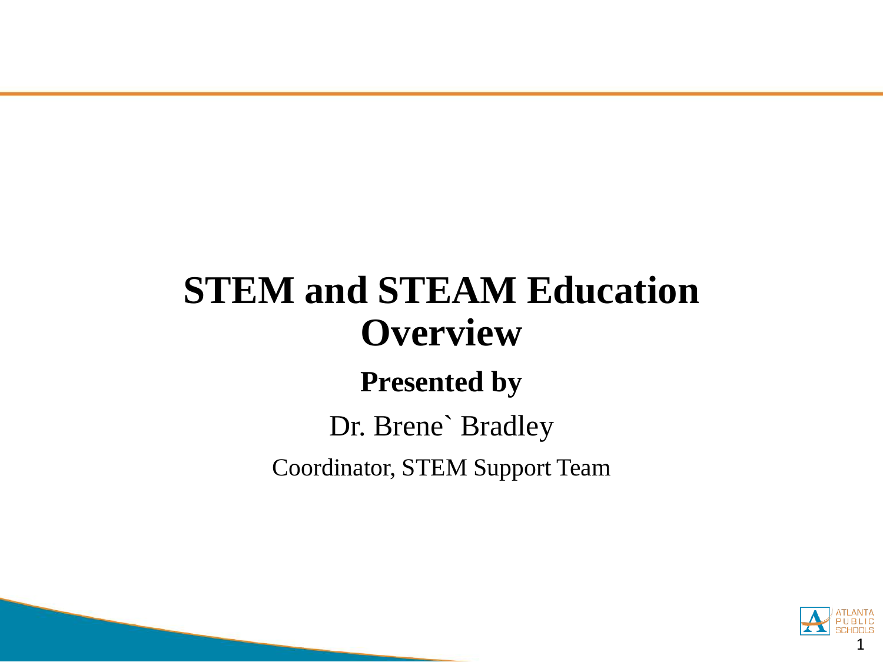# STEM and STEAM Education Overview

**Presented by**

Dr. Brene` Bradley

Coordinator, STEM Support Team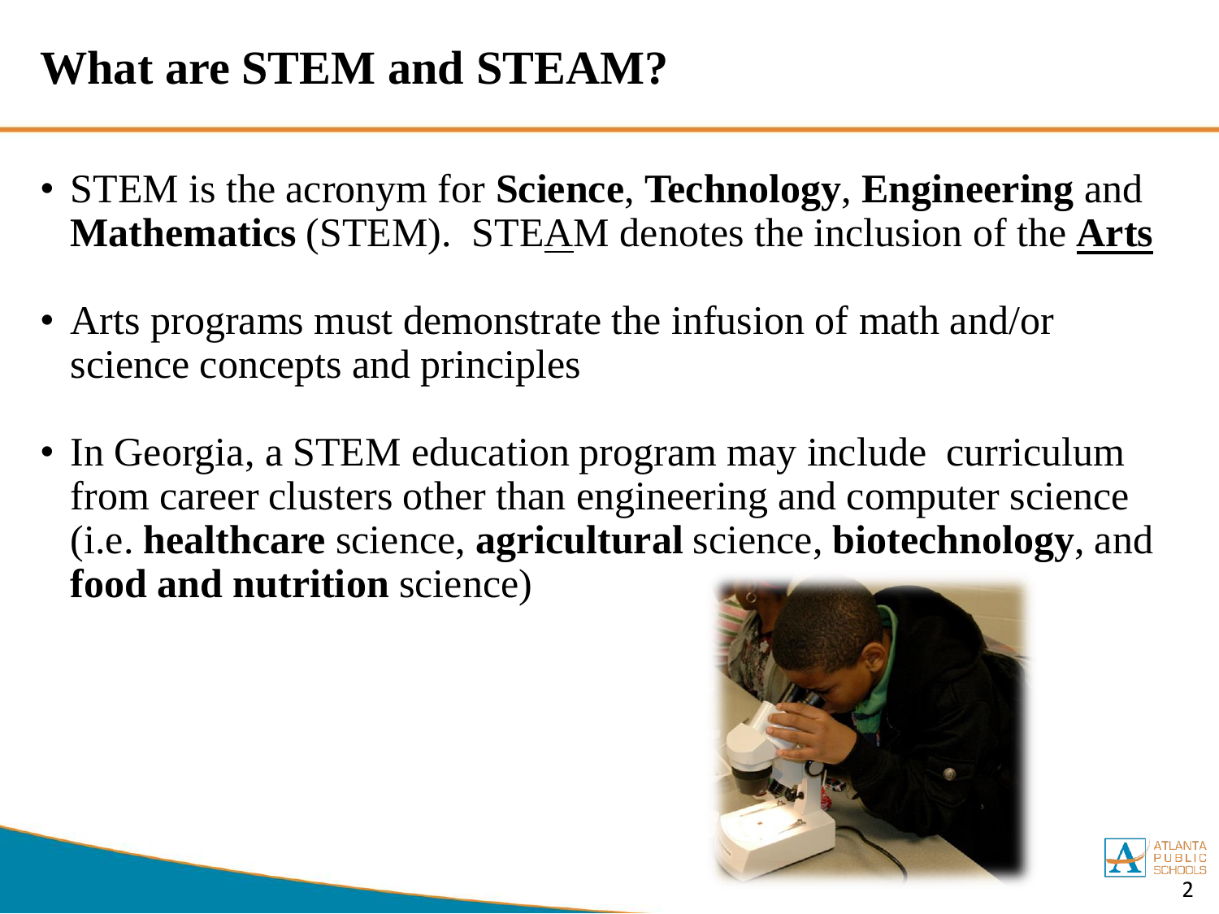# What are STEM and STEAM?

- STEM is the acronym for **Science**, **Technology**, **Engineering** and **Mathematics** (STEM). STEAM denotes the inclusion of the **Arts**
- Arts programs must demonstrate the infusion of math and/or science concepts and principles
- In Georgia, a STEM education program may include curriculum from career clusters other than engineering and computer science (i.e. **healthcare** science, **agricultural** science, **biotechnology**, and **food and nutrition** science)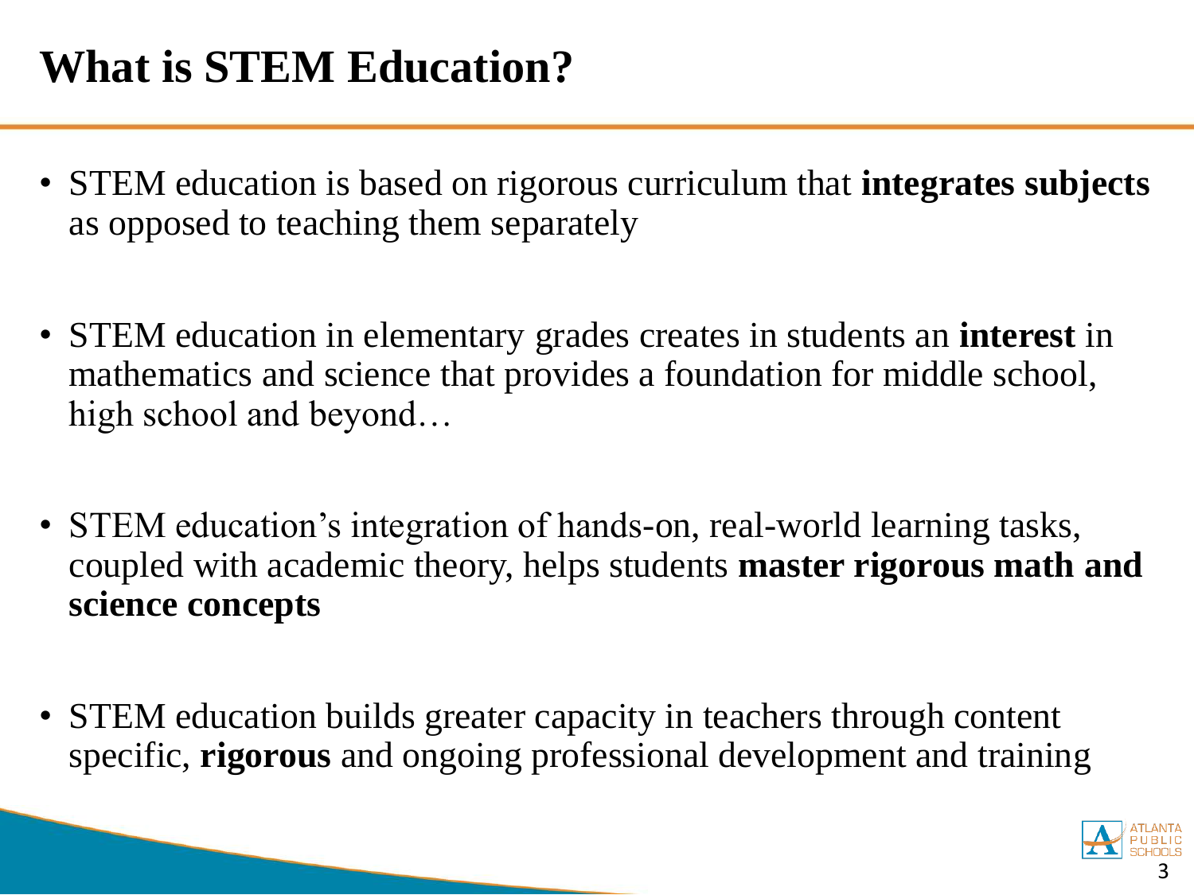# What is STEM Education?

- STEM education is based on rigorous curriculum that **integrates subjects** as opposed to teaching them separately

- STEM education in elementary grades creates in students an **interest** in mathematics and science that provides a foundation for middle school, high school and beyond…

- STEM education's integration of hands-on, real-world learning tasks, coupled with academic theory, helps students **master rigorous math and science concepts**

- STEM education builds greater capacity in teachers through content specific, **rigorous** and ongoing professional development and training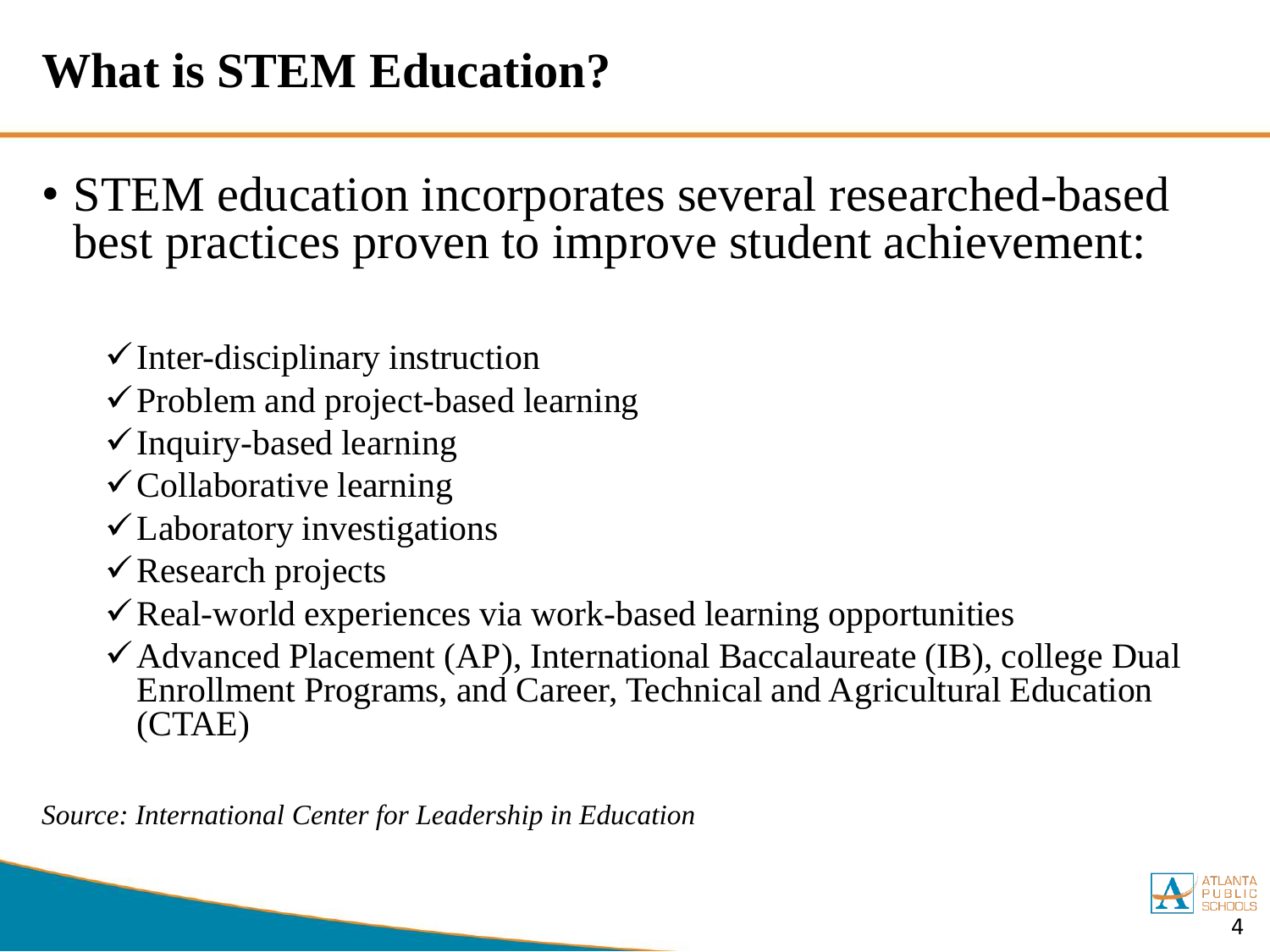# What is STEM Education?

- STEM education incorporates several researched-based best practices proven to improve student achievement:

  - ✓ Inter-disciplinary instruction
  - ✓ Problem and project-based learning
  - ✓ Inquiry-based learning
  - ✓ Collaborative learning
  - ✓ Laboratory investigations
  - ✓ Research projects
  - ✓ Real-world experiences via work-based learning opportunities
  - ✓ Advanced Placement (AP), International Baccalaureate (IB), college Dual Enrollment Programs, and Career, Technical and Agricultural Education (CTAE)

*Source: International Center for Leadership in Education*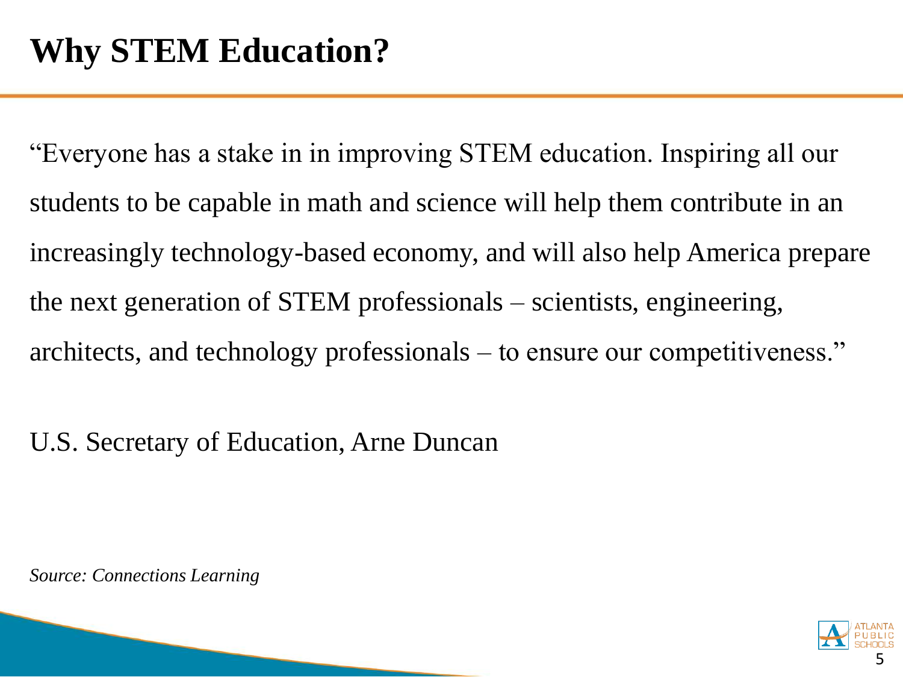# Why STEM Education?

"Everyone has a stake in in improving STEM education. Inspiring all our students to be capable in math and science will help them contribute in an increasingly technology-based economy, and will also help America prepare the next generation of STEM professionals – scientists, engineering, architects, and technology professionals – to ensure our competitiveness."

U.S. Secretary of Education, Arne Duncan

*Source: Connections Learning*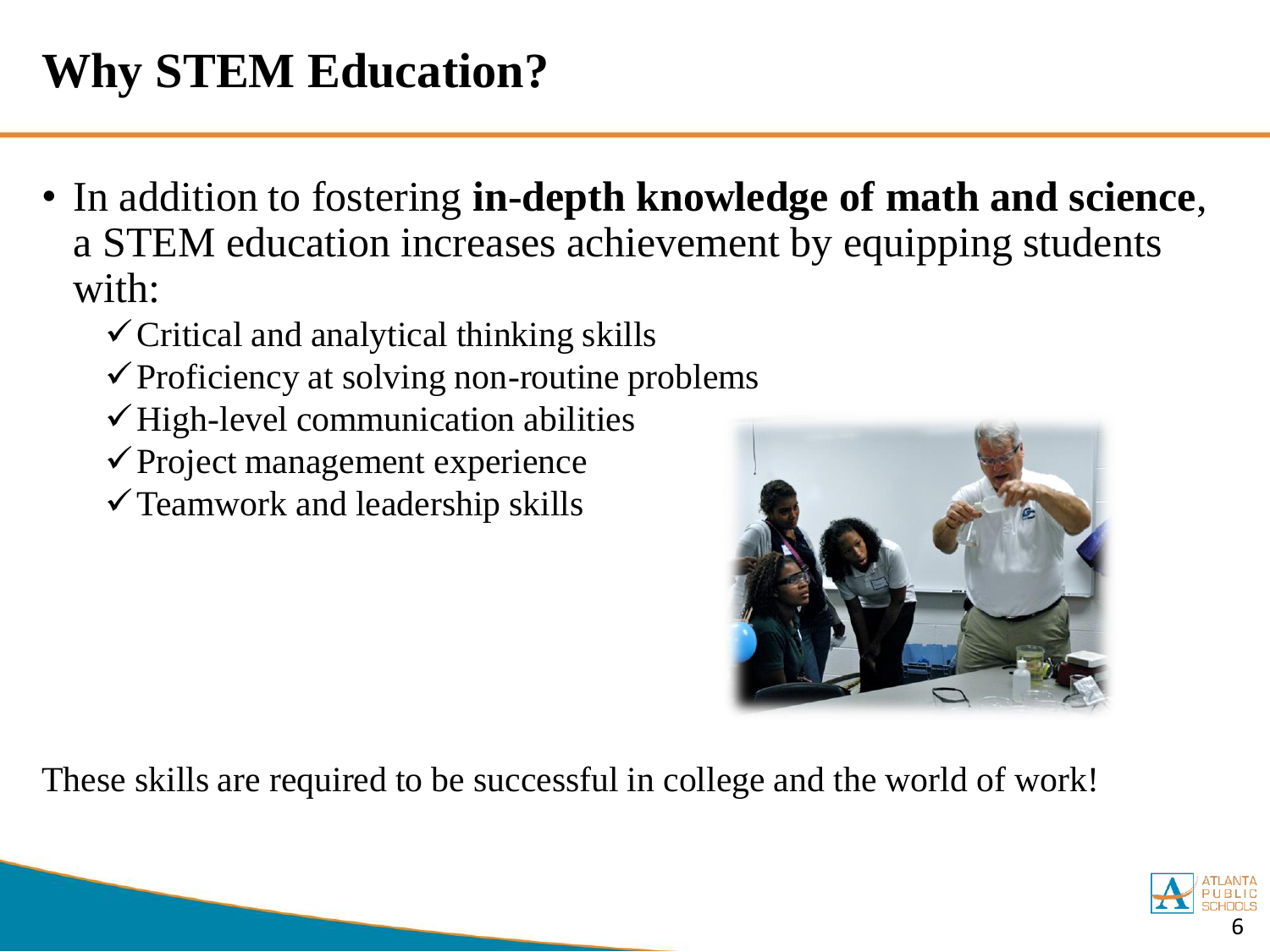# Why STEM Education?

- In addition to fostering **in-depth knowledge of math and science**, a STEM education increases achievement by equipping students with:
  - ✓ Critical and analytical thinking skills
  - ✓ Proficiency at solving non-routine problems
  - ✓ High-level communication abilities
  - ✓ Project management experience
  - ✓ Teamwork and leadership skills

These skills are required to be successful in college and the world of work!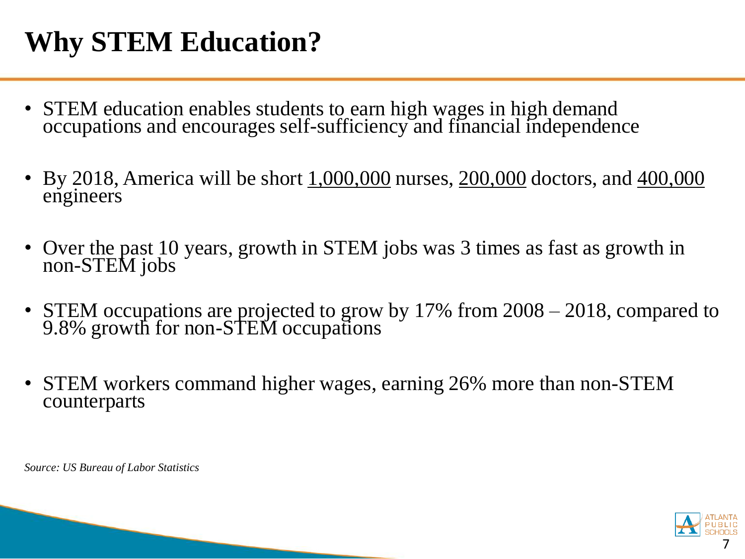# Why STEM Education?

- STEM education enables students to earn high wages in high demand occupations and encourages self-sufficiency and financial independence

- By 2018, America will be short <u>1,000,000</u> nurses, <u>200,000</u> doctors, and <u>400,000</u> engineers

- Over the past 10 years, growth in STEM jobs was 3 times as fast as growth in non-STEM jobs

- STEM occupations are projected to grow by 17% from 2008 – 2018, compared to 9.8% growth for non-STEM occupations

- STEM workers command higher wages, earning 26% more than non-STEM counterparts

*Source: US Bureau of Labor Statistics*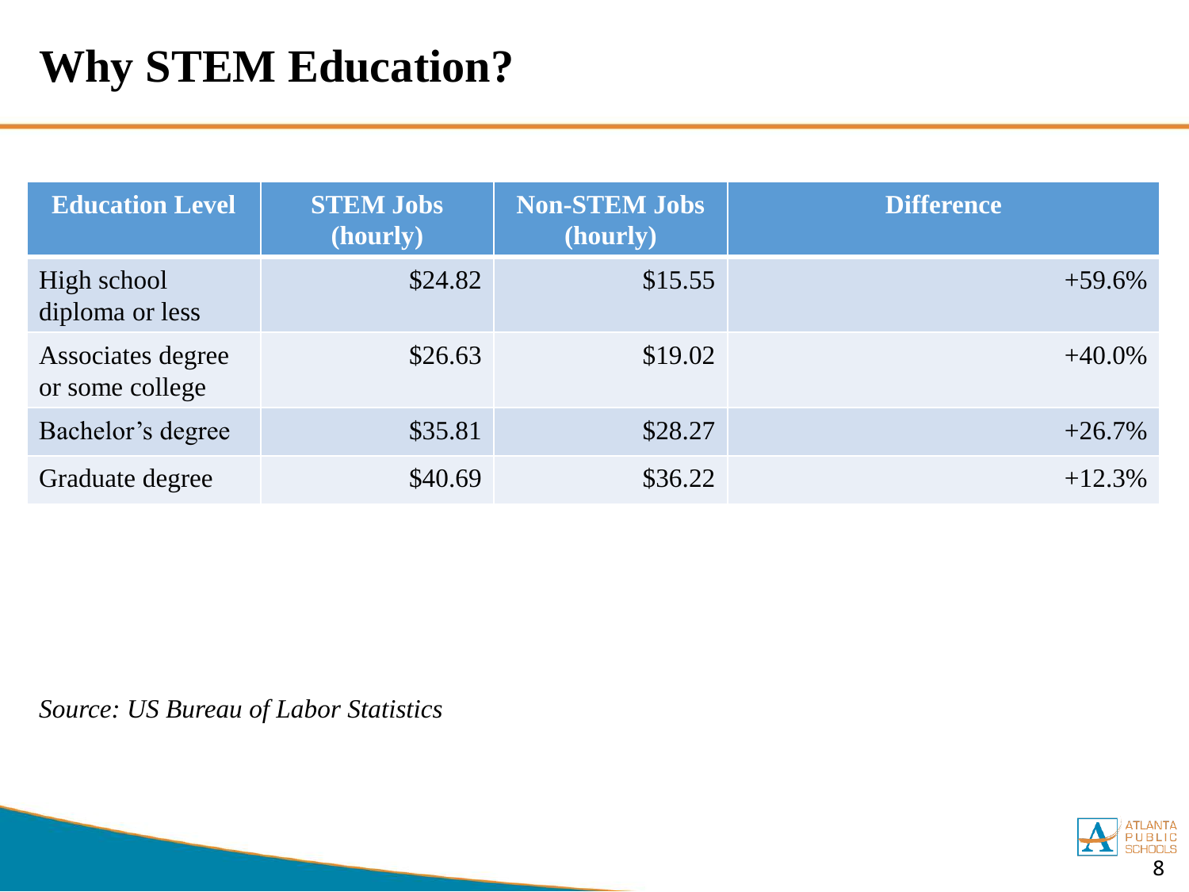# Why STEM Education?

| Education Level | STEM Jobs (hourly) | Non-STEM Jobs (hourly) | Difference |
|---|---|---|---|
| High school diploma or less | $24.82 | $15.55 | +59.6% |
| Associates degree or some college | $26.63 | $19.02 | +40.0% |
| Bachelor's degree | $35.81 | $28.27 | +26.7% |
| Graduate degree | $40.69 | $36.22 | +12.3% |

*Source: US Bureau of Labor Statistics*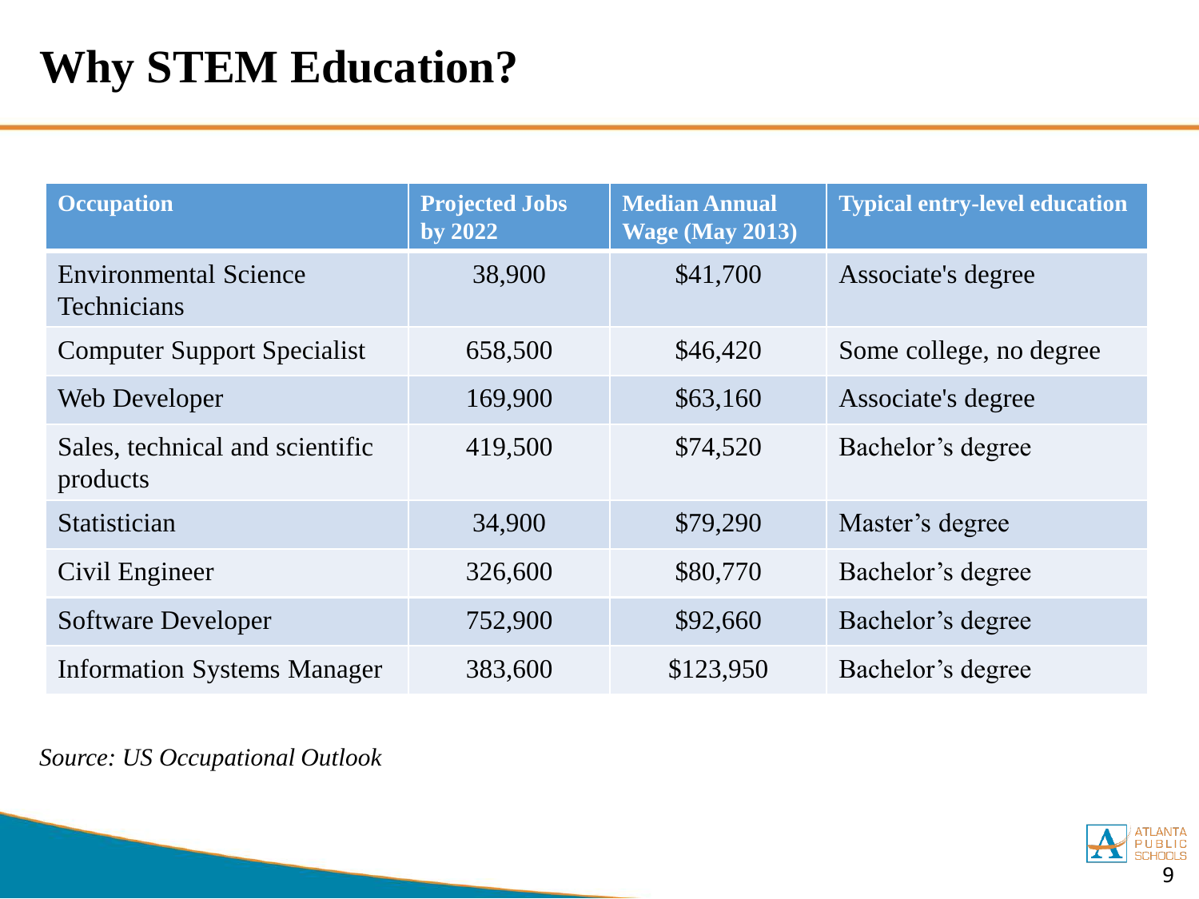# Why STEM Education?

| Occupation | Projected Jobs by 2022 | Median Annual Wage (May 2013) | Typical entry-level education |
|---|---|---|---|
| Environmental Science Technicians | 38,900 | $41,700 | Associate's degree |
| Computer Support Specialist | 658,500 | $46,420 | Some college, no degree |
| Web Developer | 169,900 | $63,160 | Associate's degree |
| Sales, technical and scientific products | 419,500 | $74,520 | Bachelor’s degree |
| Statistician | 34,900 | $79,290 | Master’s degree |
| Civil Engineer | 326,600 | $80,770 | Bachelor’s degree |
| Software Developer | 752,900 | $92,660 | Bachelor’s degree |
| Information Systems Manager | 383,600 | $123,950 | Bachelor’s degree |

*Source: US Occupational Outlook*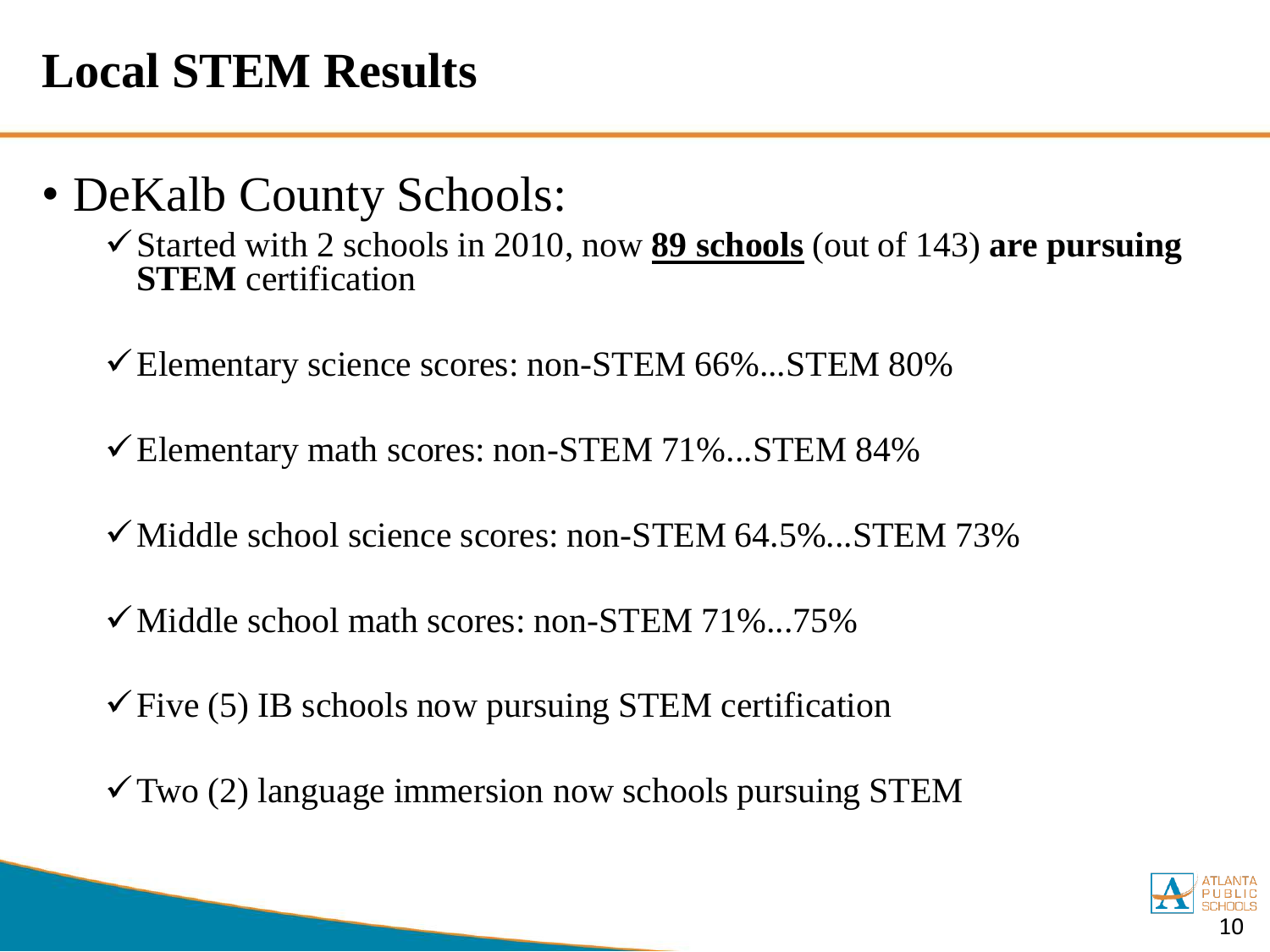# Local STEM Results

- DeKalb County Schools:
  - ✓ Started with 2 schools in 2010, now **<u>89 schools</u>** (out of 143) **are pursuing STEM** certification
  - ✓ Elementary science scores: non-STEM 66%...STEM 80%
  - ✓ Elementary math scores: non-STEM 71%...STEM 84%
  - ✓ Middle school science scores: non-STEM 64.5%...STEM 73%
  - ✓ Middle school math scores: non-STEM 71%...75%
  - ✓ Five (5) IB schools now pursuing STEM certification
  - ✓ Two (2) language immersion now schools pursuing STEM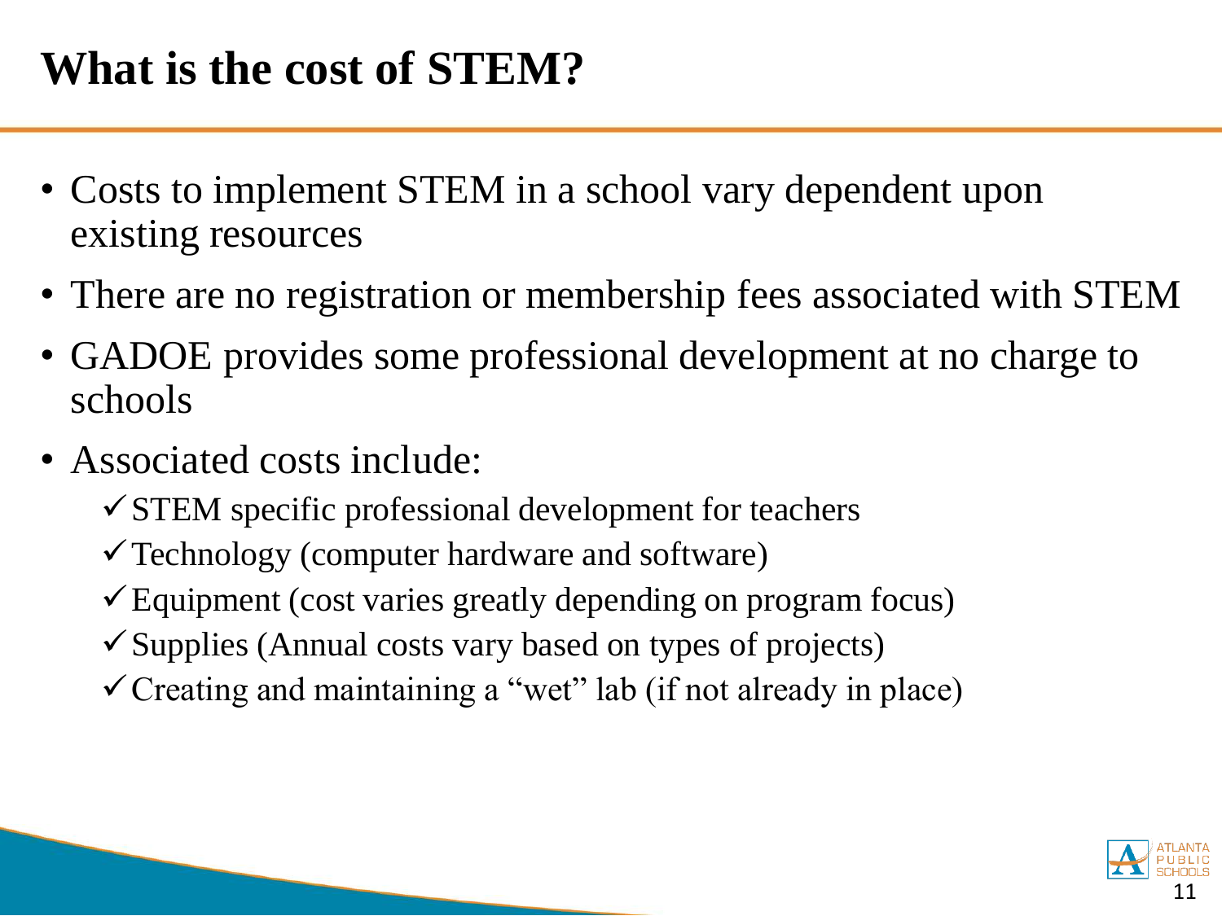# What is the cost of STEM?

- Costs to implement STEM in a school vary dependent upon existing resources
- There are no registration or membership fees associated with STEM
- GADOE provides some professional development at no charge to schools
- Associated costs include:
  - ✓ STEM specific professional development for teachers
  - ✓ Technology (computer hardware and software)
  - ✓ Equipment (cost varies greatly depending on program focus)
  - ✓ Supplies (Annual costs vary based on types of projects)
  - ✓ Creating and maintaining a "wet" lab (if not already in place)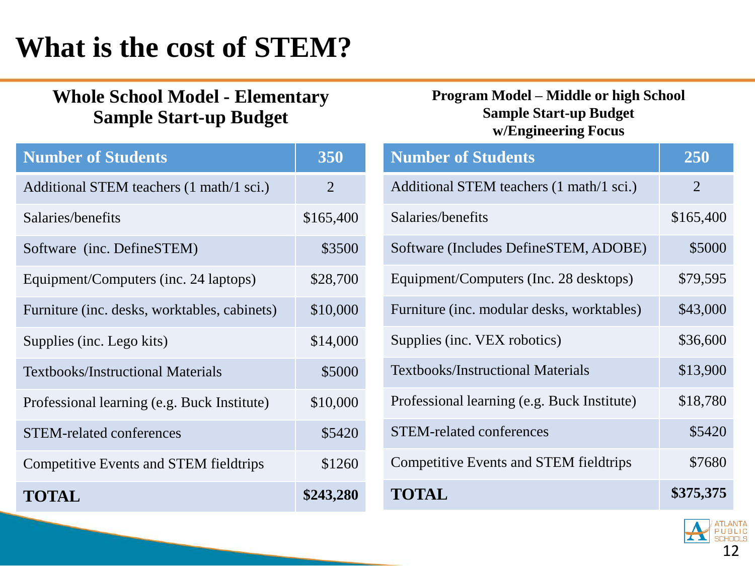# What is the cost of STEM?

### Whole School Model - Elementary Sample Start-up Budget

| Number of Students | 350 |
|---|---|
| Additional STEM teachers (1 math/1 sci.) | 2 |
| Salaries/benefits | $165,400 |
| Software (inc. DefineSTEM) | $3500 |
| Equipment/Computers (inc. 24 laptops) | $28,700 |
| Furniture (inc. desks, worktables, cabinets) | $10,000 |
| Supplies (inc. Lego kits) | $14,000 |
| Textbooks/Instructional Materials | $5000 |
| Professional learning (e.g. Buck Institute) | $10,000 |
| STEM-related conferences | $5420 |
| Competitive Events and STEM fieldtrips | $1260 |
| **TOTAL** | **$243,280** |

### Program Model – Middle or high School Sample Start-up Budget w/Engineering Focus

| Number of Students | 250 |
|---|---|
| Additional STEM teachers (1 math/1 sci.) | 2 |
| Salaries/benefits | $165,400 |
| Software (Includes DefineSTEM, ADOBE) | $5000 |
| Equipment/Computers (Inc. 28 desktops) | $79,595 |
| Furniture (inc. modular desks, worktables) | $43,000 |
| Supplies (inc. VEX robotics) | $36,600 |
| Textbooks/Instructional Materials | $13,900 |
| Professional learning (e.g. Buck Institute) | $18,780 |
| STEM-related conferences | $5420 |
| Competitive Events and STEM fieldtrips | $7680 |
| **TOTAL** | **$375,375** |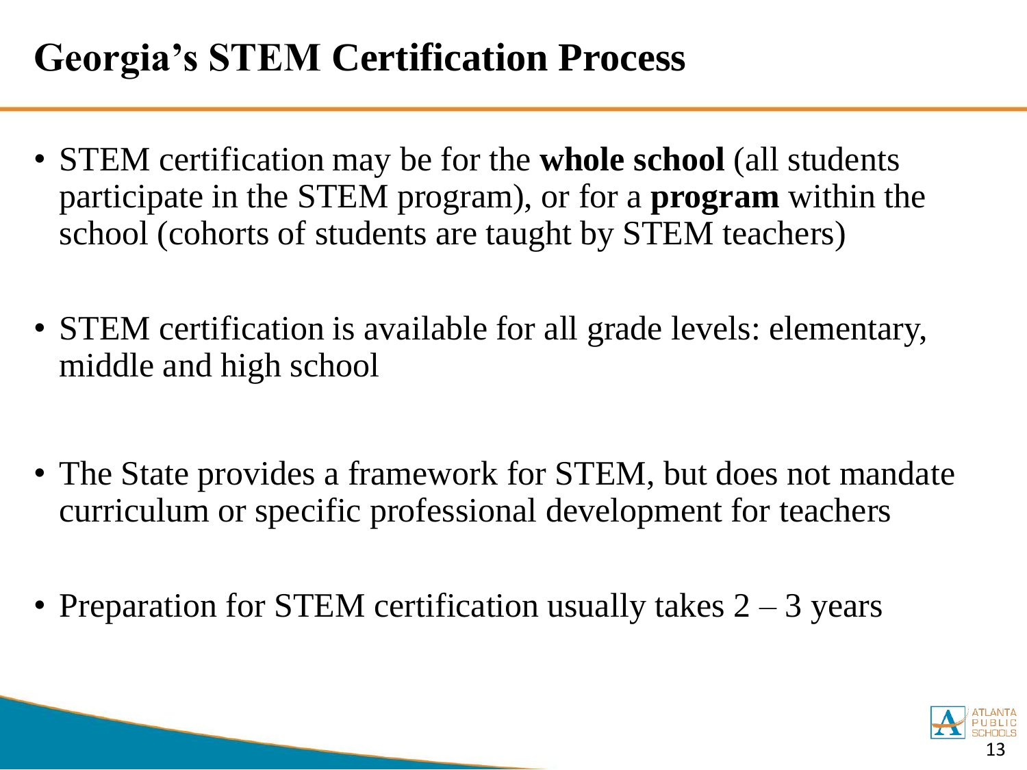# Georgia's STEM Certification Process

- STEM certification may be for the **whole school** (all students participate in the STEM program), or for a **program** within the school (cohorts of students are taught by STEM teachers)

- STEM certification is available for all grade levels: elementary, middle and high school

- The State provides a framework for STEM, but does not mandate curriculum or specific professional development for teachers

- Preparation for STEM certification usually takes 2 – 3 years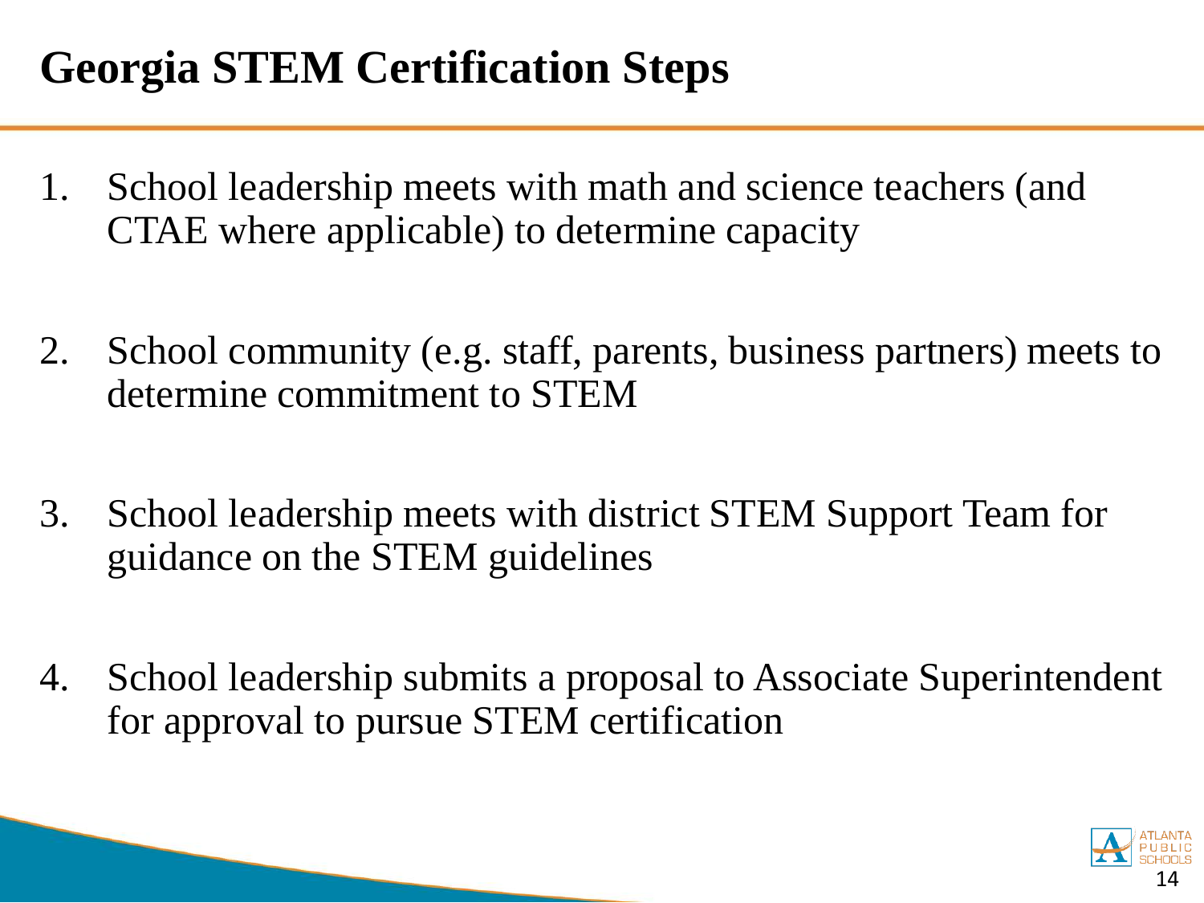# Georgia STEM Certification Steps

1. School leadership meets with math and science teachers (and CTAE where applicable) to determine capacity
2. School community (e.g. staff, parents, business partners) meets to determine commitment to STEM
3. School leadership meets with district STEM Support Team for guidance on the STEM guidelines
4. School leadership submits a proposal to Associate Superintendent for approval to pursue STEM certification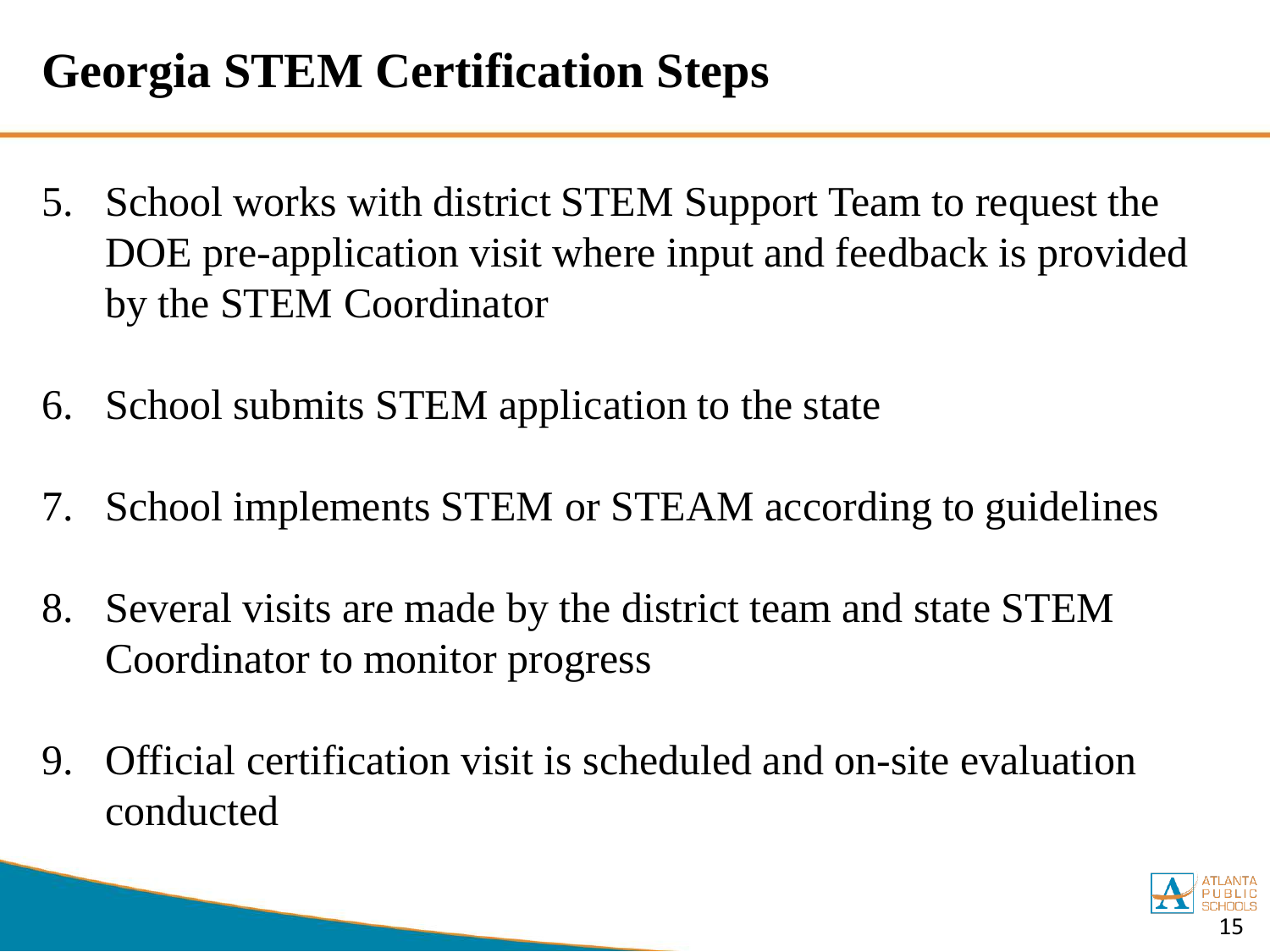# Georgia STEM Certification Steps

5. School works with district STEM Support Team to request the DOE pre-application visit where input and feedback is provided by the STEM Coordinator

6. School submits STEM application to the state

7. School implements STEM or STEAM according to guidelines

8. Several visits are made by the district team and state STEM Coordinator to monitor progress

9. Official certification visit is scheduled and on-site evaluation conducted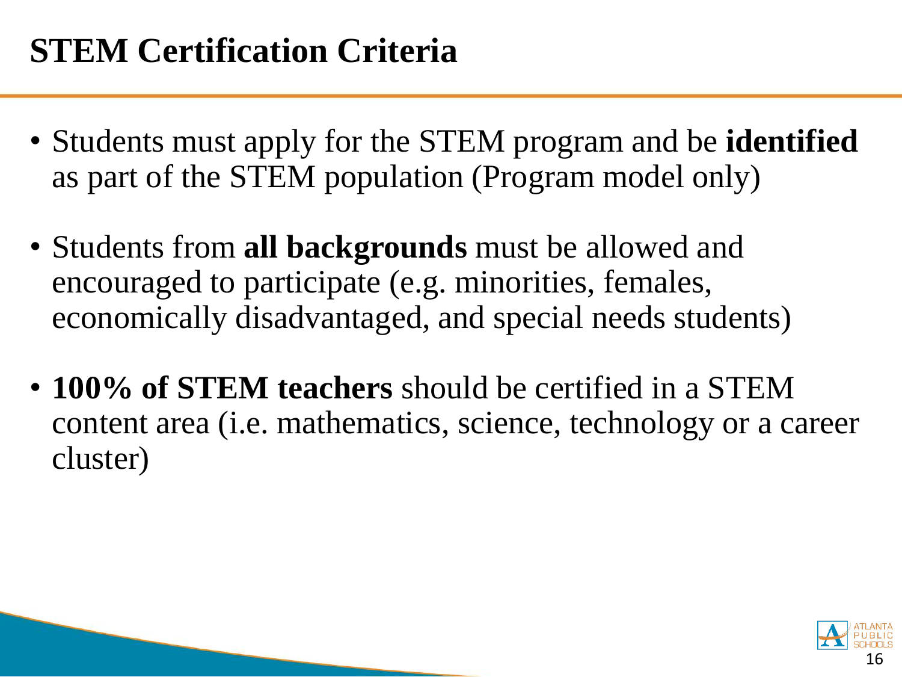# STEM Certification Criteria

- Students must apply for the STEM program and be **identified** as part of the STEM population (Program model only)
- Students from **all backgrounds** must be allowed and encouraged to participate (e.g. minorities, females, economically disadvantaged, and special needs students)
- **100% of STEM teachers** should be certified in a STEM content area (i.e. mathematics, science, technology or a career cluster)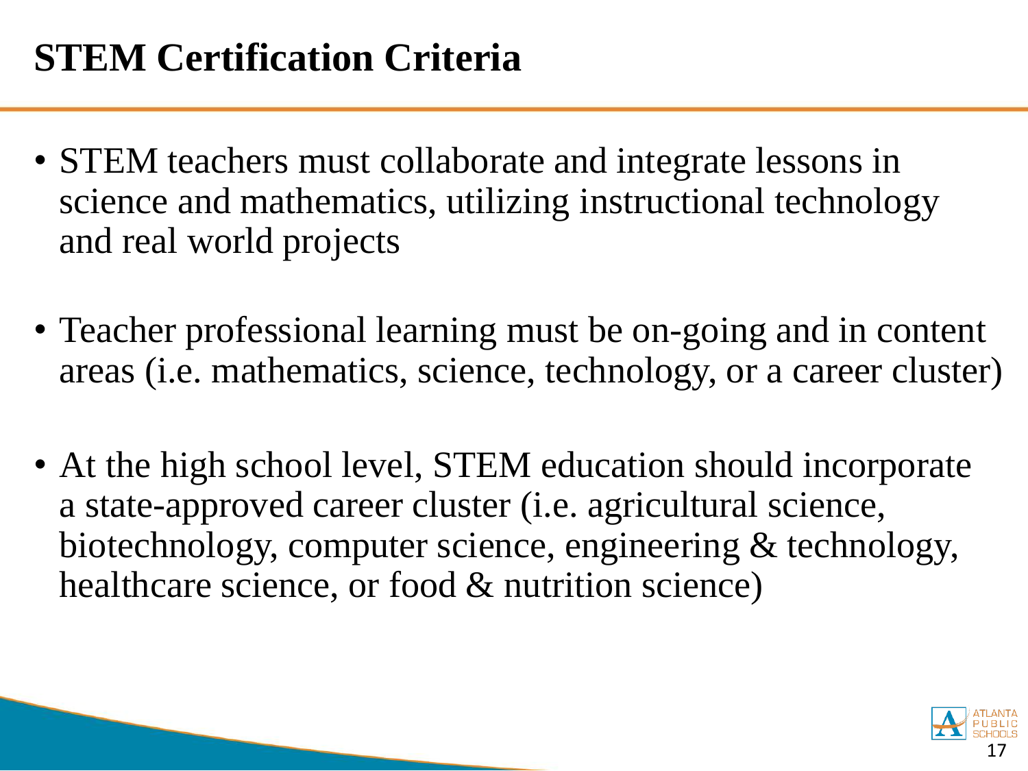# STEM Certification Criteria

- STEM teachers must collaborate and integrate lessons in science and mathematics, utilizing instructional technology and real world projects
- Teacher professional learning must be on-going and in content areas (i.e. mathematics, science, technology, or a career cluster)
- At the high school level, STEM education should incorporate a state-approved career cluster (i.e. agricultural science, biotechnology, computer science, engineering & technology, healthcare science, or food & nutrition science)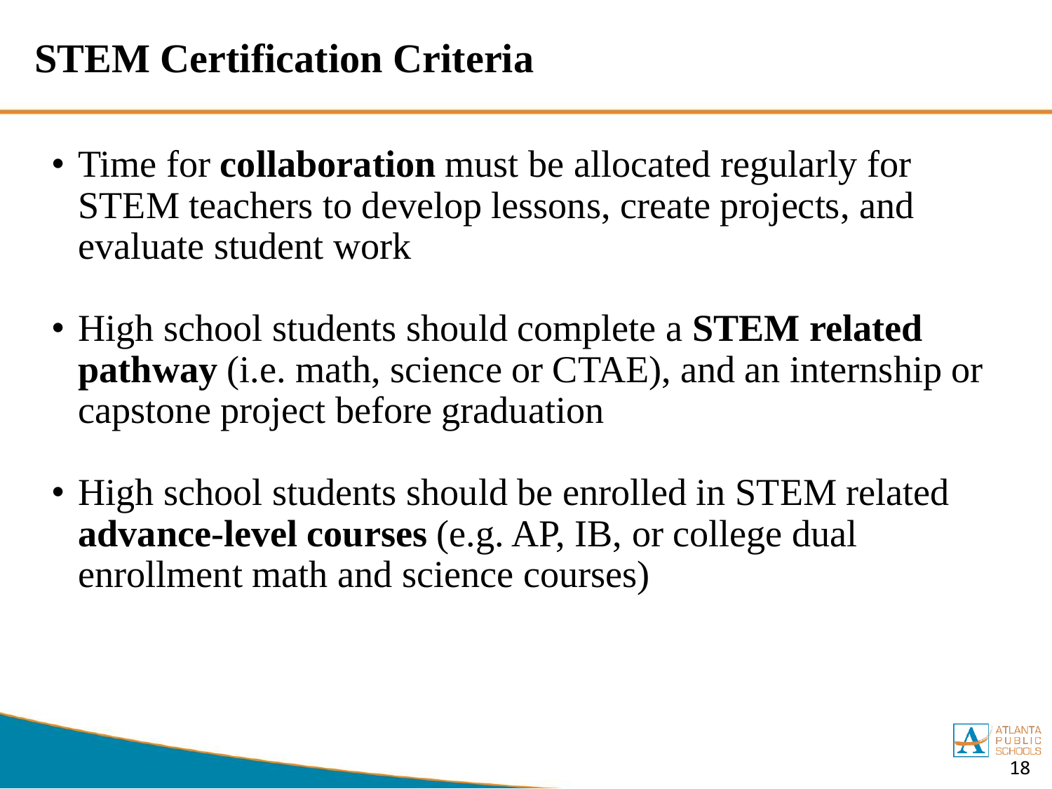# STEM Certification Criteria

- Time for **collaboration** must be allocated regularly for STEM teachers to develop lessons, create projects, and evaluate student work
- High school students should complete a **STEM related pathway** (i.e. math, science or CTAE), and an internship or capstone project before graduation
- High school students should be enrolled in STEM related **advance-level courses** (e.g. AP, IB, or college dual enrollment math and science courses)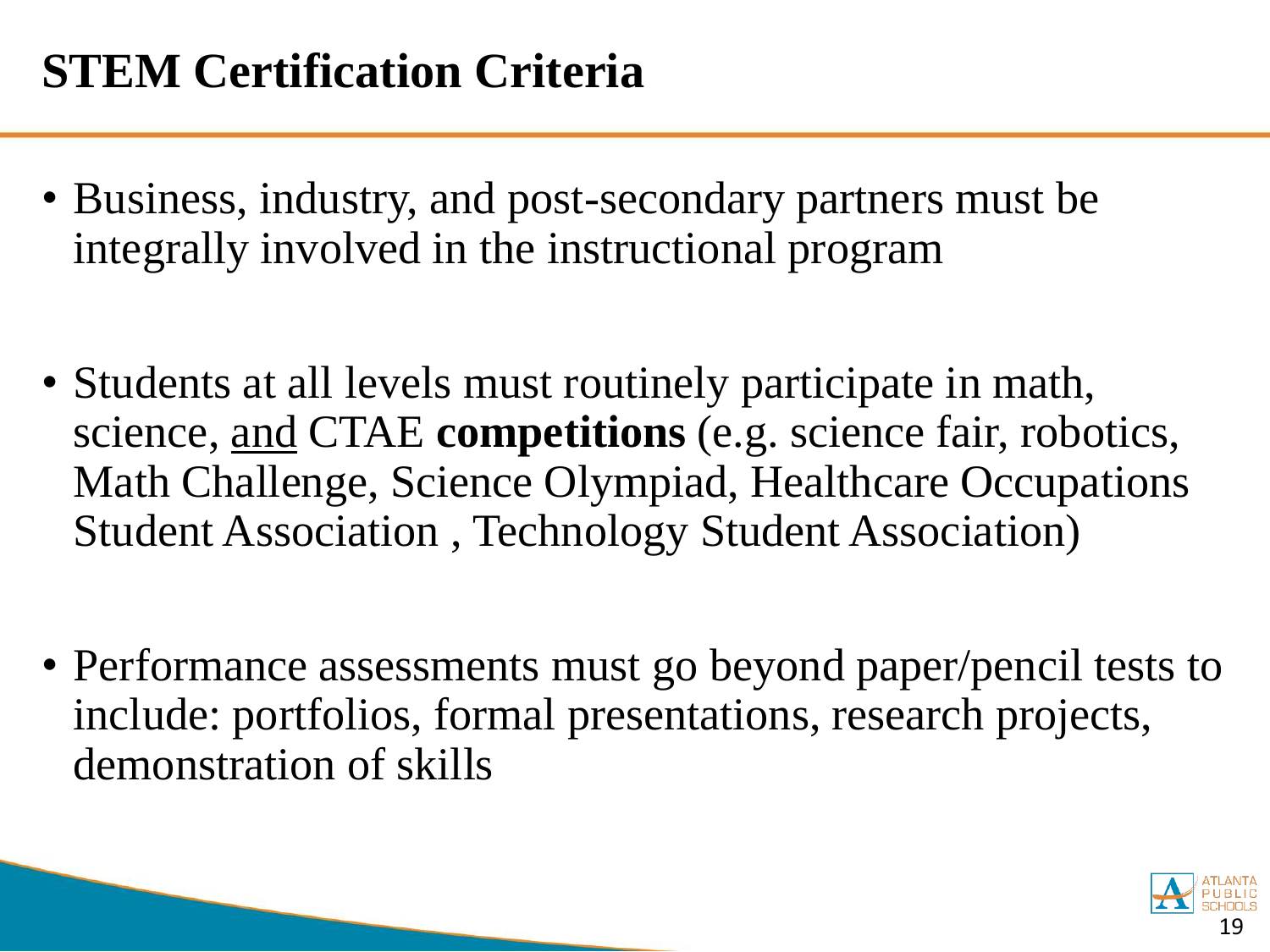# STEM Certification Criteria

- Business, industry, and post-secondary partners must be integrally involved in the instructional program

- Students at all levels must routinely participate in math, science, <u>and</u> CTAE **competitions** (e.g. science fair, robotics, Math Challenge, Science Olympiad, Healthcare Occupations Student Association , Technology Student Association)

- Performance assessments must go beyond paper/pencil tests to include: portfolios, formal presentations, research projects, demonstration of skills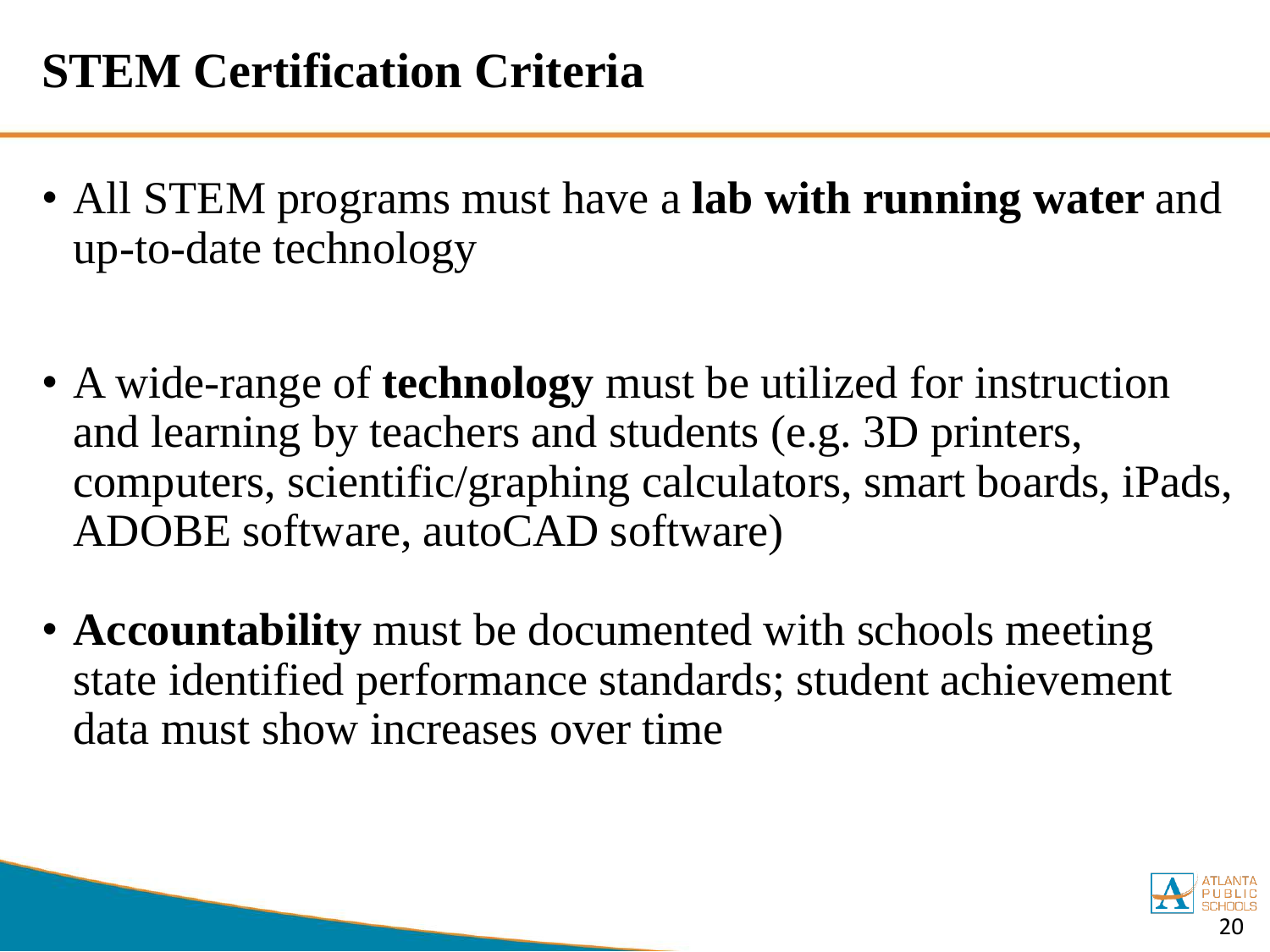# STEM Certification Criteria

- All STEM programs must have a **lab with running water** and up-to-date technology

- A wide-range of **technology** must be utilized for instruction and learning by teachers and students (e.g. 3D printers, computers, scientific/graphing calculators, smart boards, iPads, ADOBE software, autoCAD software)

- **Accountability** must be documented with schools meeting state identified performance standards; student achievement data must show increases over time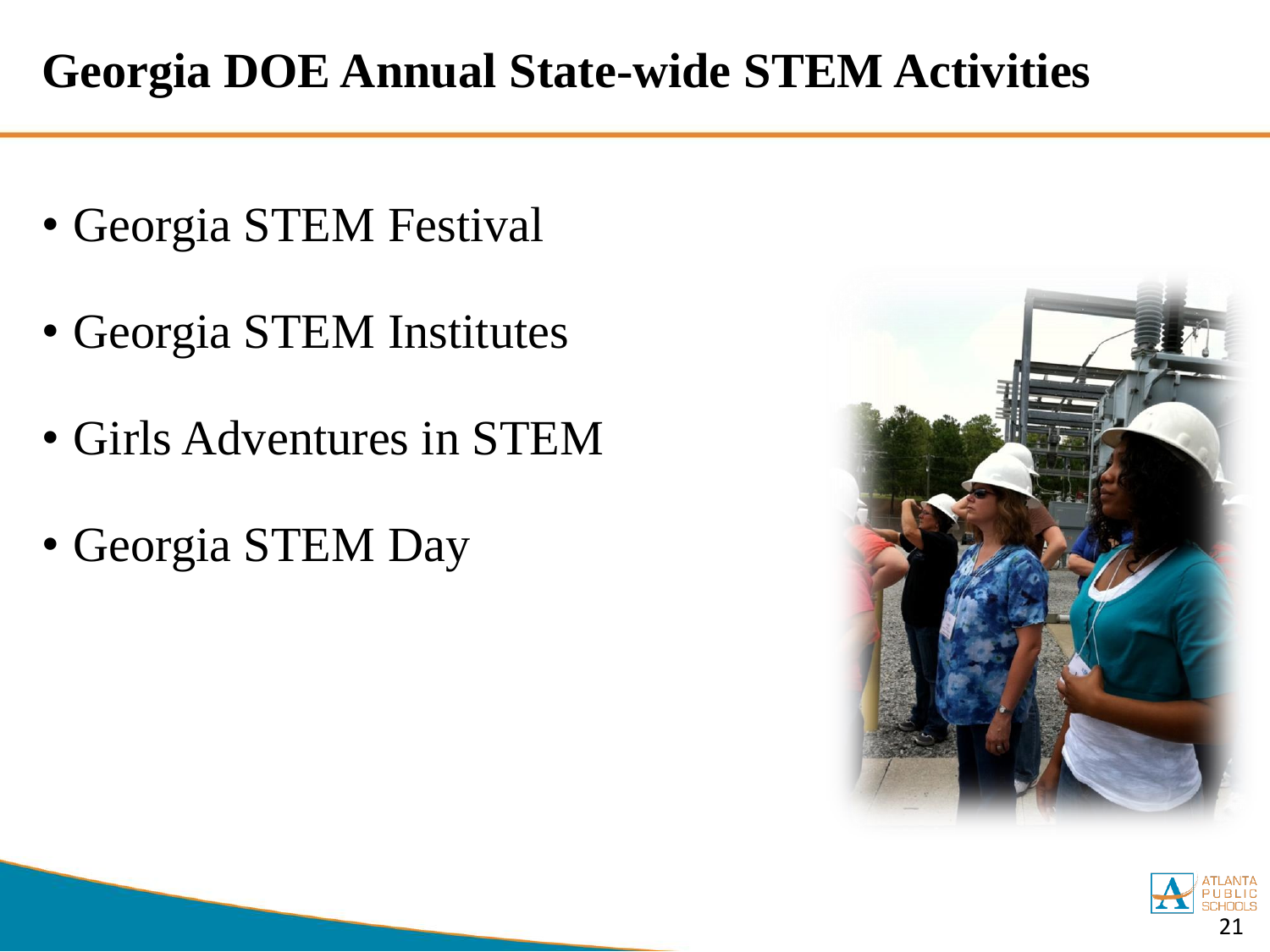# Georgia DOE Annual State-wide STEM Activities

- Georgia STEM Festival
- Georgia STEM Institutes
- Girls Adventures in STEM
- Georgia STEM Day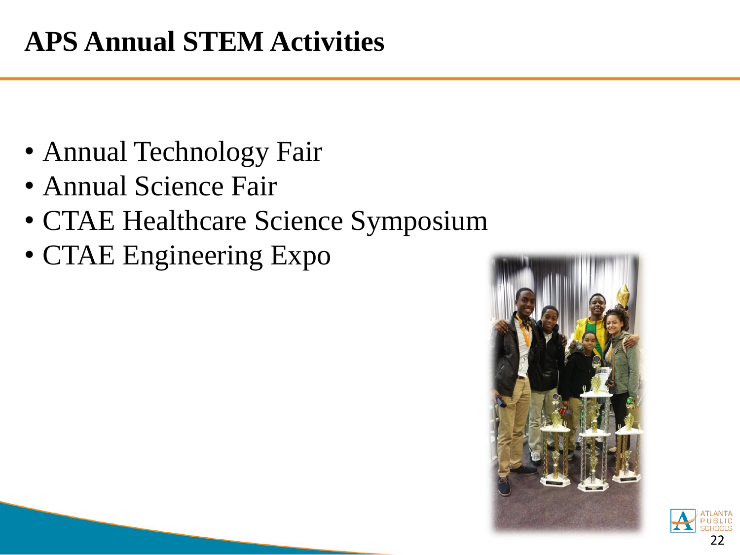# APS Annual STEM Activities

- Annual Technology Fair
- Annual Science Fair
- CTAE Healthcare Science Symposium
- CTAE Engineering Expo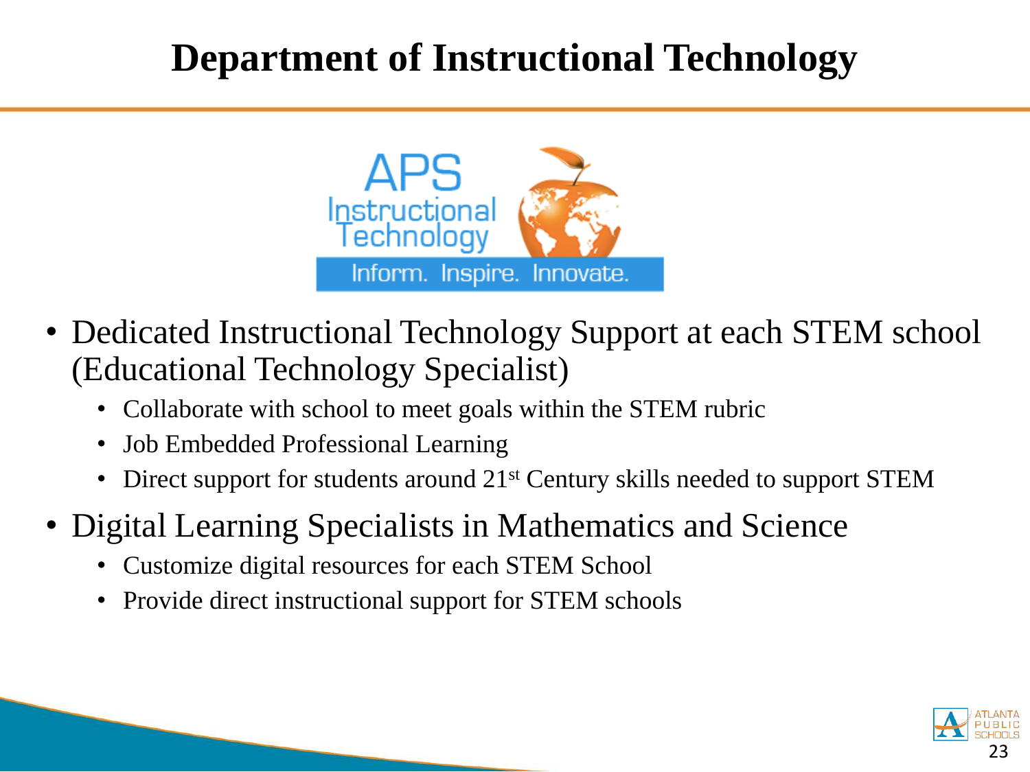# Department of Instructional Technology

APS Instructional Technology

Inform. Inspire. Innovate.

- Dedicated Instructional Technology Support at each STEM school (Educational Technology Specialist)
  - Collaborate with school to meet goals within the STEM rubric
  - Job Embedded Professional Learning
  - Direct support for students around 21st Century skills needed to support STEM
- Digital Learning Specialists in Mathematics and Science
  - Customize digital resources for each STEM School
  - Provide direct instructional support for STEM schools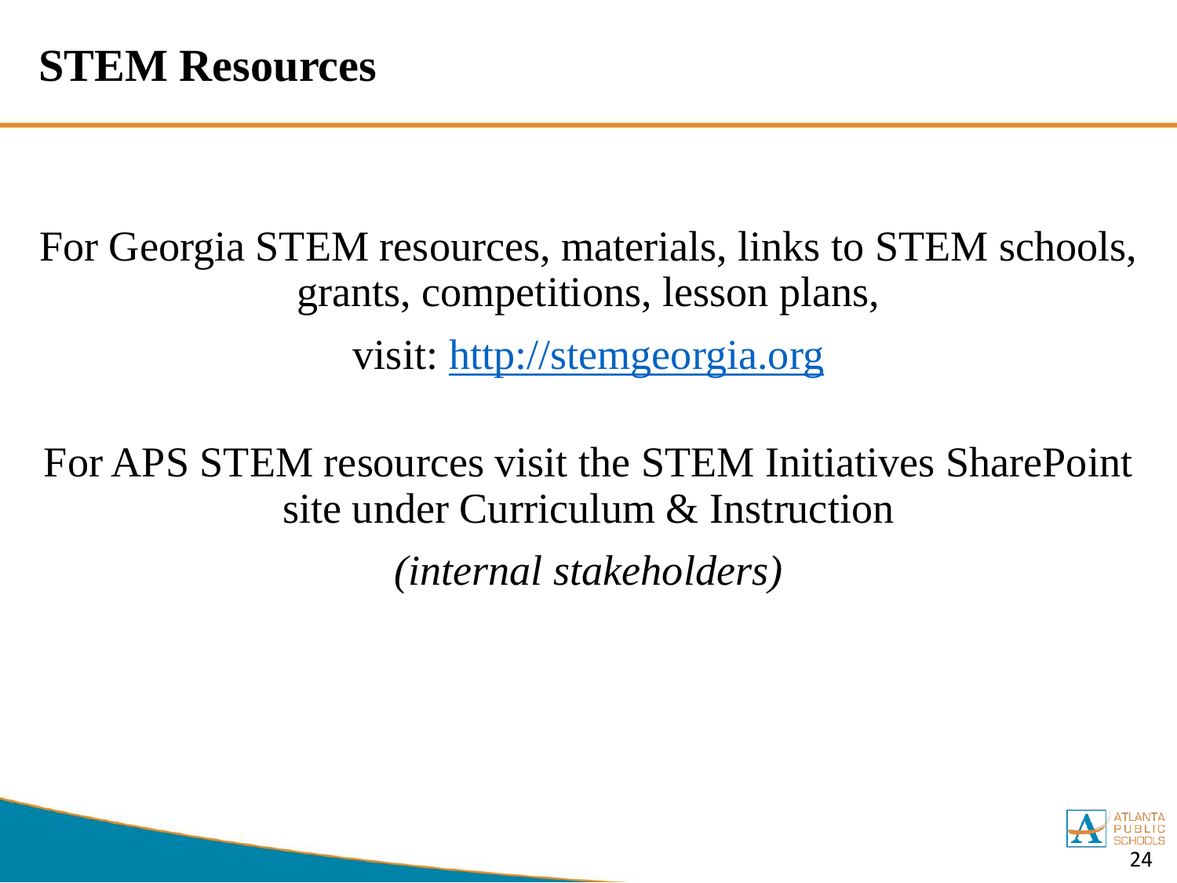# STEM Resources

For Georgia STEM resources, materials, links to STEM schools, grants, competitions, lesson plans,

visit: [http://stemgeorgia.org](http://stemgeorgia.org)

For APS STEM resources visit the STEM Initiatives SharePoint site under Curriculum & Instruction

*(internal stakeholders)*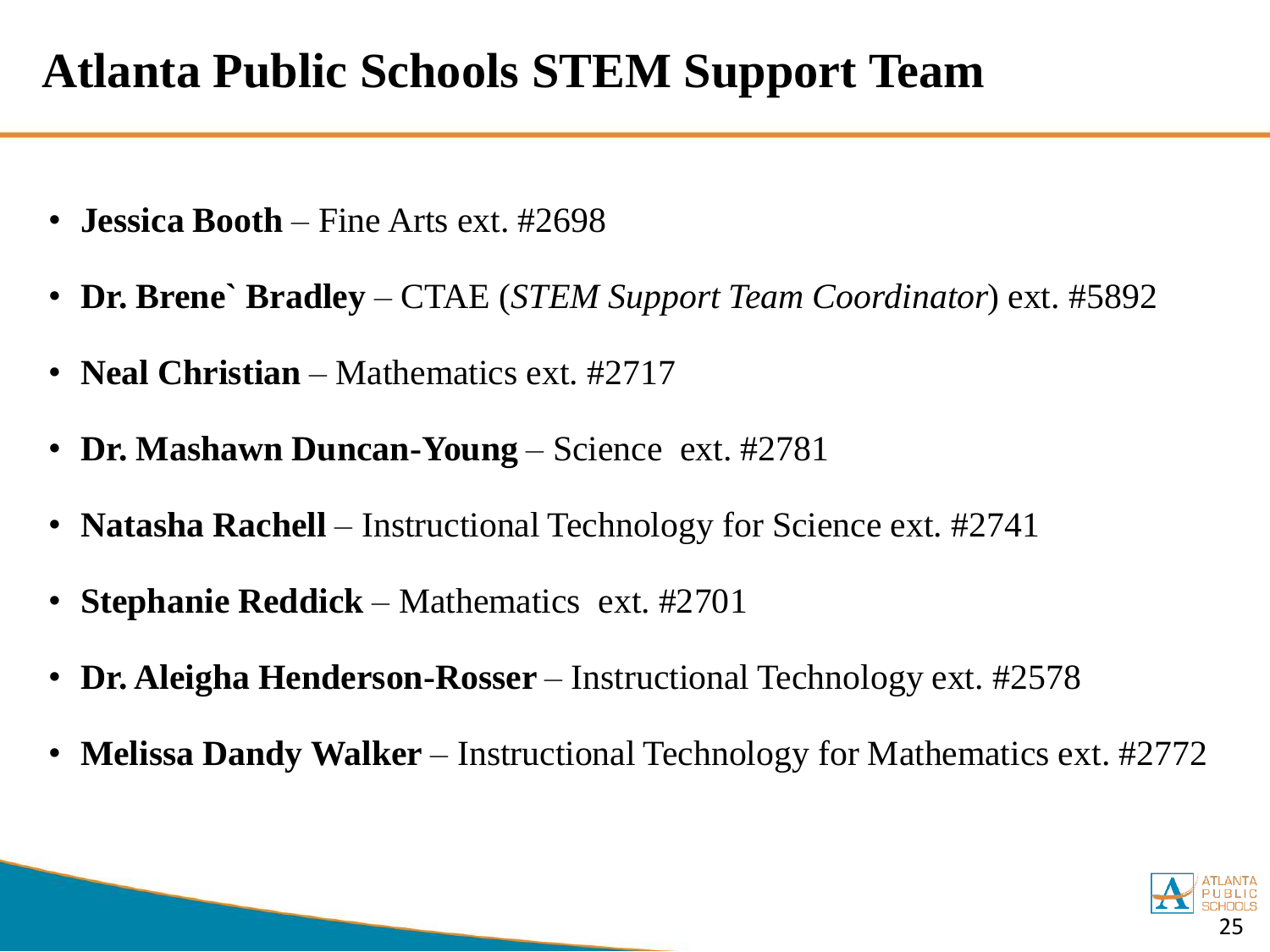# Atlanta Public Schools STEM Support Team

- **Jessica Booth** – Fine Arts ext. #2698
- **Dr. Brene` Bradley** – CTAE (*STEM Support Team Coordinator*) ext. #5892
- **Neal Christian** – Mathematics ext. #2717
- **Dr. Mashawn Duncan-Young** – Science ext. #2781
- **Natasha Rachell** – Instructional Technology for Science ext. #2741
- **Stephanie Reddick** – Mathematics ext. #2701
- **Dr. Aleigha Henderson-Rosser** – Instructional Technology ext. #2578
- **Melissa Dandy Walker** – Instructional Technology for Mathematics ext. #2772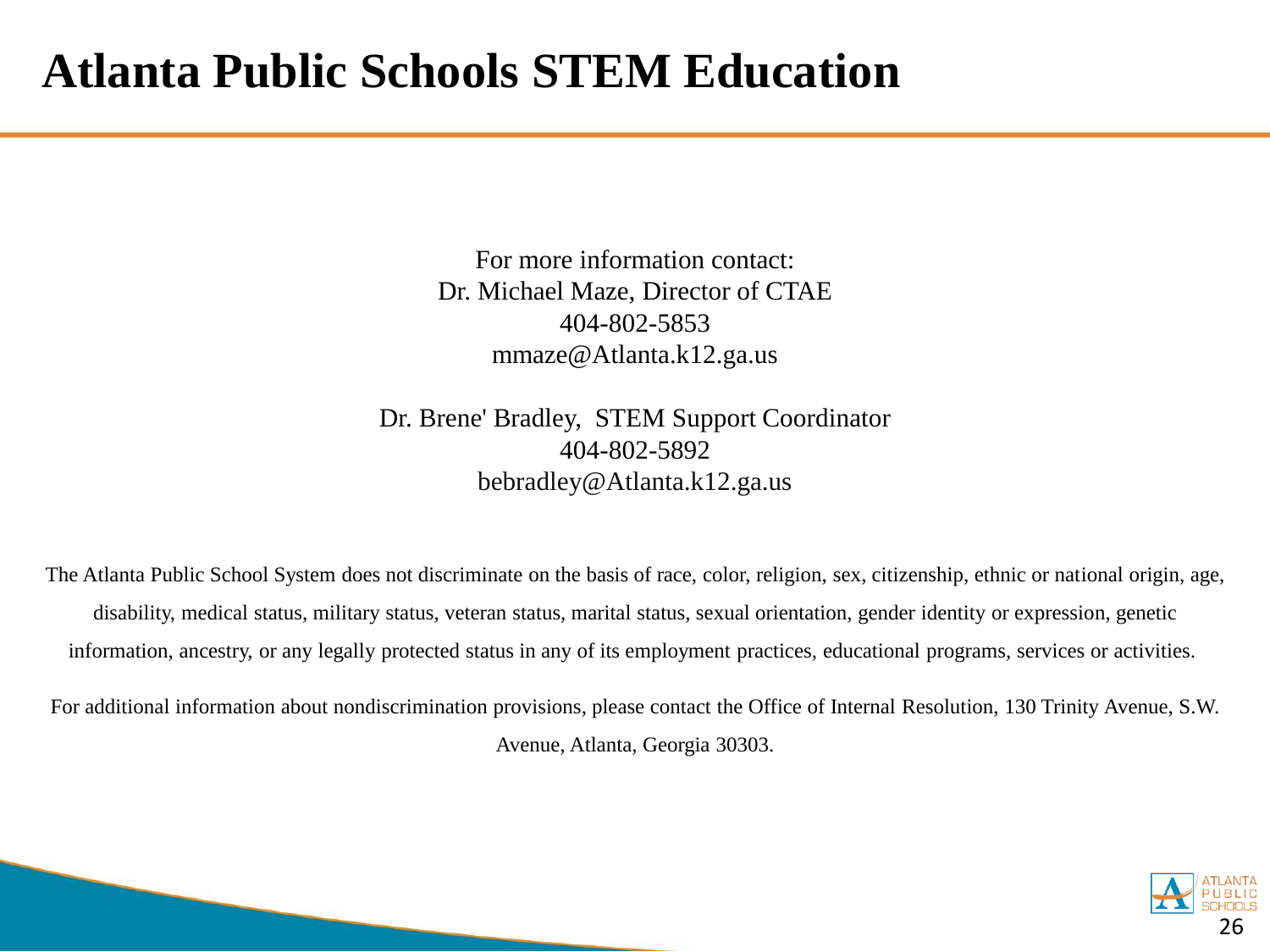# Atlanta Public Schools STEM Education

For more information contact:
Dr. Michael Maze, Director of CTAE
404-802-5853
mmaze@Atlanta.k12.ga.us

Dr. Brene' Bradley, STEM Support Coordinator
404-802-5892
bebradley@Atlanta.k12.ga.us

The Atlanta Public School System does not discriminate on the basis of race, color, religion, sex, citizenship, ethnic or national origin, age, disability, medical status, military status, veteran status, marital status, sexual orientation, gender identity or expression, genetic information, ancestry, or any legally protected status in any of its employment practices, educational programs, services or activities.

For additional information about nondiscrimination provisions, please contact the Office of Internal Resolution, 130 Trinity Avenue, S.W. Avenue, Atlanta, Georgia 30303.